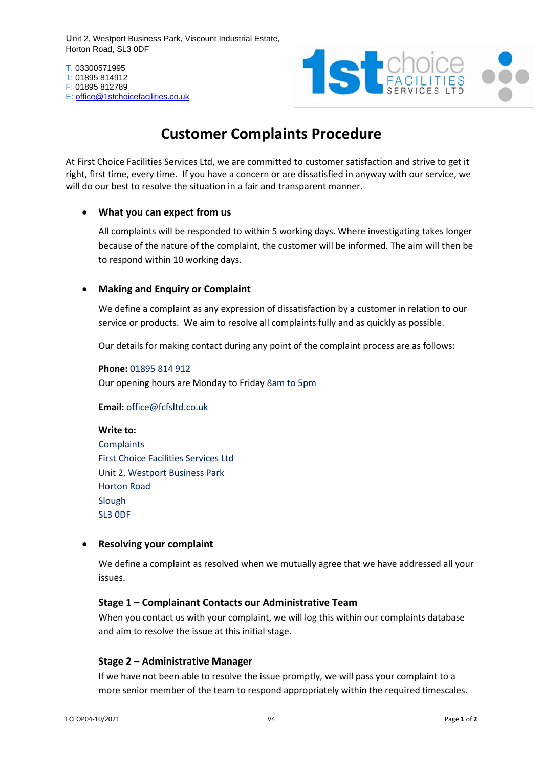Unit 2, Westport Business Park, Viscount Industrial Estate,
Horton Road, SL3 0DF

T: 03300571995
T: 01895 814912
F: 01895 812789
E: office@1stchoicefacilities.co.uk

# Customer Complaints Procedure

At First Choice Facilities Services Ltd, we are committed to customer satisfaction and strive to get it right, first time, every time. If you have a concern or are dissatisfied in anyway with our service, we will do our best to resolve the situation in a fair and transparent manner.

- **What you can expect from us**

  All complaints will be responded to within 5 working days. Where investigating takes longer because of the nature of the complaint, the customer will be informed. The aim will then be to respond within 10 working days.

- **Making and Enquiry or Complaint**

  We define a complaint as any expression of dissatisfaction by a customer in relation to our service or products. We aim to resolve all complaints fully and as quickly as possible.

  Our details for making contact during any point of the complaint process are as follows:

  **Phone:** 01895 814 912
  Our opening hours are Monday to Friday 8am to 5pm

  **Email:** office@fcfsltd.co.uk

  **Write to:**
  Complaints
  First Choice Facilities Services Ltd
  Unit 2, Westport Business Park
  Horton Road
  Slough
  SL3 0DF

- **Resolving your complaint**

  We define a complaint as resolved when we mutually agree that we have addressed all your issues.

### Stage 1 – Complainant Contacts our Administrative Team

When you contact us with your complaint, we will log this within our complaints database and aim to resolve the issue at this initial stage.

### Stage 2 – Administrative Manager

If we have not been able to resolve the issue promptly, we will pass your complaint to a more senior member of the team to respond appropriately within the required timescales.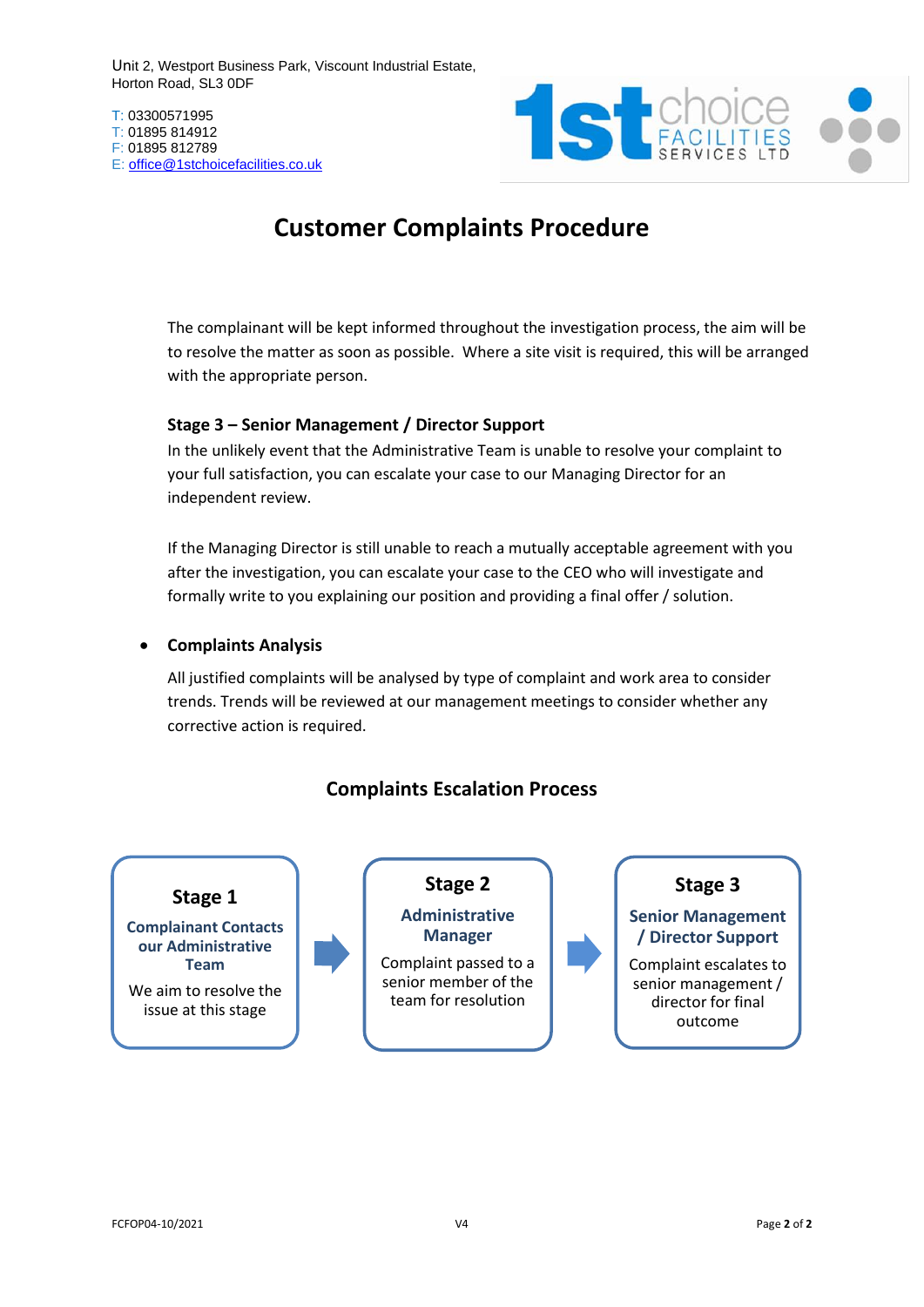Unit 2, Westport Business Park, Viscount Industrial Estate,
Horton Road, SL3 0DF

T: 03300571995
T: 01895 814912
F: 01895 812789
E: office@1stchoicefacilities.co.uk

# Customer Complaints Procedure

The complainant will be kept informed throughout the investigation process, the aim will be to resolve the matter as soon as possible. Where a site visit is required, this will be arranged with the appropriate person.

**Stage 3 – Senior Management / Director Support**

In the unlikely event that the Administrative Team is unable to resolve your complaint to your full satisfaction, you can escalate your case to our Managing Director for an independent review.

If the Managing Director is still unable to reach a mutually acceptable agreement with you after the investigation, you can escalate your case to the CEO who will investigate and formally write to you explaining our position and providing a final offer / solution.

- **Complaints Analysis**

  All justified complaints will be analysed by type of complaint and work area to consider trends. Trends will be reviewed at our management meetings to consider whether any corrective action is required.

## Complaints Escalation Process

**Stage 1**
**Complainant Contacts our Administrative Team**
We aim to resolve the issue at this stage

→

**Stage 2**
**Administrative Manager**
Complaint passed to a senior member of the team for resolution

→

**Stage 3**
**Senior Management / Director Support**
Complaint escalates to senior management / director for final outcome

FCFOP04-10/2021 V4